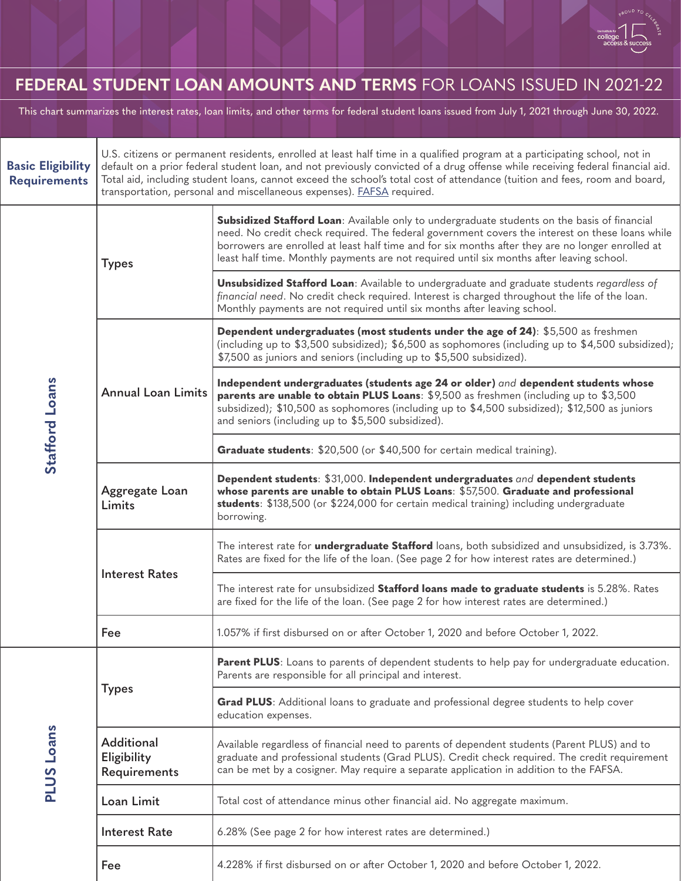# **FEDERAL STUDENT LOAN AMOUNTS AND TERMS** FOR LOANS ISSUED IN 2021-22

This chart summarizes the interest rates, loan limits, and other terms for federal student loans issued from July 1, 2021 through June 30, 2022.

| | | |
|---|---|---|
| **Basic Eligibility Requirements** | U.S. citizens or permanent residents, enrolled at least half time in a qualified program at a participating school, not in default on a prior federal student loan, and not previously convicted of a drug offense while receiving federal financial aid. Total aid, including student loans, cannot exceed the school's total cost of attendance (tuition and fees, room and board, transportation, personal and miscellaneous expenses). FAFSA required. | |
| **Stafford Loans** | Types | **Subsidized Stafford Loan**: Available only to undergraduate students on the basis of financial need. No credit check required. The federal government covers the interest on these loans while borrowers are enrolled at least half time and for six months after they are no longer enrolled at least half time. Monthly payments are not required until six months after leaving school. |
| | | **Unsubsidized Stafford Loan**: Available to undergraduate and graduate students *regardless of financial need*. No credit check required. Interest is charged throughout the life of the loan. Monthly payments are not required until six months after leaving school. |
| | Annual Loan Limits | **Dependent undergraduates (most students under the age of 24)**: $5,500 as freshmen (including up to $3,500 subsidized); $6,500 as sophomores (including up to $4,500 subsidized); $7,500 as juniors and seniors (including up to $5,500 subsidized). |
| | | **Independent undergraduates (students age 24 or older)** *and* **dependent students whose parents are unable to obtain PLUS Loans**: $9,500 as freshmen (including up to $3,500 subsidized); $10,500 as sophomores (including up to $4,500 subsidized); $12,500 as juniors and seniors (including up to $5,500 subsidized). |
| | | **Graduate students**: $20,500 (or $40,500 for certain medical training). |
| | Aggregate Loan Limits | **Dependent students**: $31,000. **Independent undergraduates** *and* **dependent students whose parents are unable to obtain PLUS Loans**: $57,500. **Graduate and professional students**: $138,500 (or $224,000 for certain medical training) including undergraduate borrowing. |
| | Interest Rates | The interest rate for **undergraduate Stafford** loans, both subsidized and unsubsidized, is 3.73%. Rates are fixed for the life of the loan. (See page 2 for how interest rates are determined.) |
| | | The interest rate for unsubsidized **Stafford loans made to graduate students** is 5.28%. Rates are fixed for the life of the loan. (See page 2 for how interest rates are determined.) |
| | Fee | 1.057% if first disbursed on or after October 1, 2020 and before October 1, 2022. |
| **PLUS Loans** | Types | **Parent PLUS**: Loans to parents of dependent students to help pay for undergraduate education. Parents are responsible for all principal and interest. |
| | | **Grad PLUS**: Additional loans to graduate and professional degree students to help cover education expenses. |
| | Additional Eligibility Requirements | Available regardless of financial need to parents of dependent students (Parent PLUS) and to graduate and professional students (Grad PLUS). Credit check required. The credit requirement can be met by a cosigner. May require a separate application in addition to the FAFSA. |
| | Loan Limit | Total cost of attendance minus other financial aid. No aggregate maximum. |
| | Interest Rate | 6.28% (See page 2 for how interest rates are determined.) |
| | Fee | 4.228% if first disbursed on or after October 1, 2020 and before October 1, 2022. |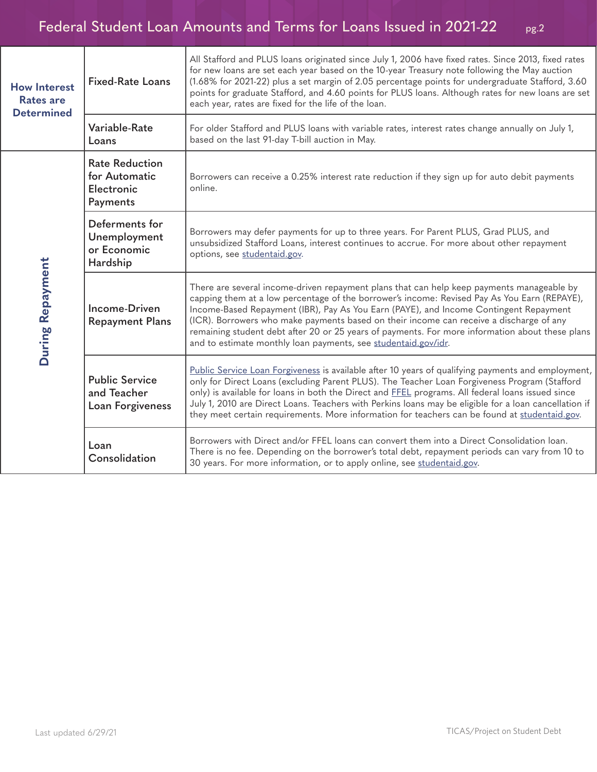# Federal Student Loan Amounts and Terms for Loans Issued in 2021-22

| | | |
|---|---|---|
| **How Interest Rates are Determined** | **Fixed-Rate Loans** | All Stafford and PLUS loans originated since July 1, 2006 have fixed rates. Since 2013, fixed rates for new loans are set each year based on the 10-year Treasury note following the May auction (1.68% for 2021-22) plus a set margin of 2.05 percentage points for undergraduate Stafford, 3.60 points for graduate Stafford, and 4.60 points for PLUS loans. Although rates for new loans are set each year, rates are fixed for the life of the loan. |
| | **Variable-Rate Loans** | For older Stafford and PLUS loans with variable rates, interest rates change annually on July 1, based on the last 91-day T-bill auction in May. |
| **During Repayment** | **Rate Reduction for Automatic Electronic Payments** | Borrowers can receive a 0.25% interest rate reduction if they sign up for auto debit payments online. |
| | **Deferments for Unemployment or Economic Hardship** | Borrowers may defer payments for up to three years. For Parent PLUS, Grad PLUS, and unsubsidized Stafford Loans, interest continues to accrue. For more about other repayment options, see studentaid.gov. |
| | **Income-Driven Repayment Plans** | There are several income-driven repayment plans that can help keep payments manageable by capping them at a low percentage of the borrower's income: Revised Pay As You Earn (REPAYE), Income-Based Repayment (IBR), Pay As You Earn (PAYE), and Income Contingent Repayment (ICR). Borrowers who make payments based on their income can receive a discharge of any remaining student debt after 20 or 25 years of payments. For more information about these plans and to estimate monthly loan payments, see studentaid.gov/idr. |
| | **Public Service and Teacher Loan Forgiveness** | Public Service Loan Forgiveness is available after 10 years of qualifying payments and employment, only for Direct Loans (excluding Parent PLUS). The Teacher Loan Forgiveness Program (Stafford only) is available for loans in both the Direct and FFEL programs. All federal loans issued since July 1, 2010 are Direct Loans. Teachers with Perkins loans may be eligible for a loan cancellation if they meet certain requirements. More information for teachers can be found at studentaid.gov. |
| | **Loan Consolidation** | Borrowers with Direct and/or FFEL loans can convert them into a Direct Consolidation loan. There is no fee. Depending on the borrower's total debt, repayment periods can vary from 10 to 30 years. For more information, or to apply online, see studentaid.gov. |

Last updated 6/29/21

TICAS/Project on Student Debt